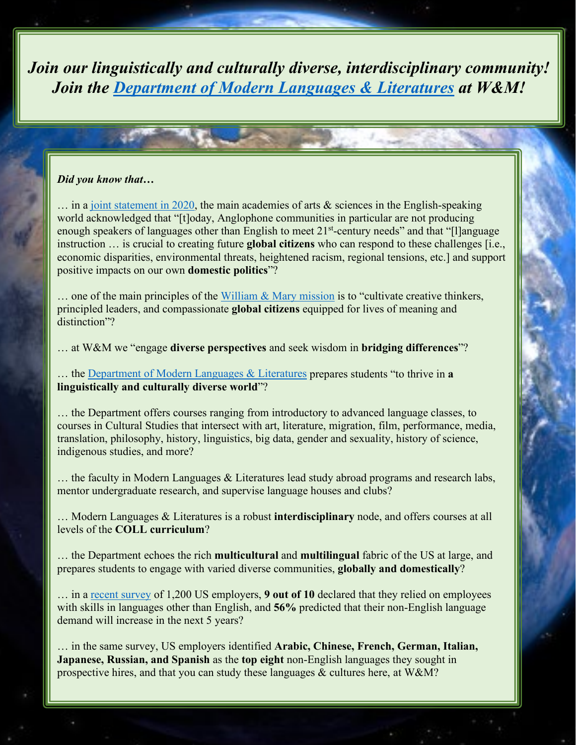*Join our linguistically and culturally diverse, interdisciplinary community!*
*Join the [Department of Modern Languages & Literatures](#) at W&M!*

***Did you know that…***

… in a [joint statement in 2020](#), the main academies of arts & sciences in the English-speaking world acknowledged that "[t]oday, Anglophone communities in particular are not producing enough speakers of languages other than English to meet 21st-century needs" and that "[l]anguage instruction … is crucial to creating future **global citizens** who can respond to these challenges [i.e., economic disparities, environmental threats, heightened racism, regional tensions, etc.] and support positive impacts on our own **domestic politics**"?

… one of the main principles of the [William & Mary mission](#) is to "cultivate creative thinkers, principled leaders, and compassionate **global citizens** equipped for lives of meaning and distinction"?

… at W&M we "engage **diverse perspectives** and seek wisdom in **bridging differences**"?

… the [Department of Modern Languages & Literatures](#) prepares students "to thrive in **a linguistically and culturally diverse world**"?

… the Department offers courses ranging from introductory to advanced language classes, to courses in Cultural Studies that intersect with art, literature, migration, film, performance, media, translation, philosophy, history, linguistics, big data, gender and sexuality, history of science, indigenous studies, and more?

… the faculty in Modern Languages & Literatures lead study abroad programs and research labs, mentor undergraduate research, and supervise language houses and clubs?

… Modern Languages & Literatures is a robust **interdisciplinary** node, and offers courses at all levels of the **COLL curriculum**?

… the Department echoes the rich **multicultural** and **multilingual** fabric of the US at large, and prepares students to engage with varied diverse communities, **globally and domestically**?

… in a [recent survey](#) of 1,200 US employers, **9 out of 10** declared that they relied on employees with skills in languages other than English, and **56%** predicted that their non-English language demand will increase in the next 5 years?

… in the same survey, US employers identified **Arabic, Chinese, French, German, Italian, Japanese, Russian, and Spanish** as the **top eight** non-English languages they sought in prospective hires, and that you can study these languages & cultures here, at W&M?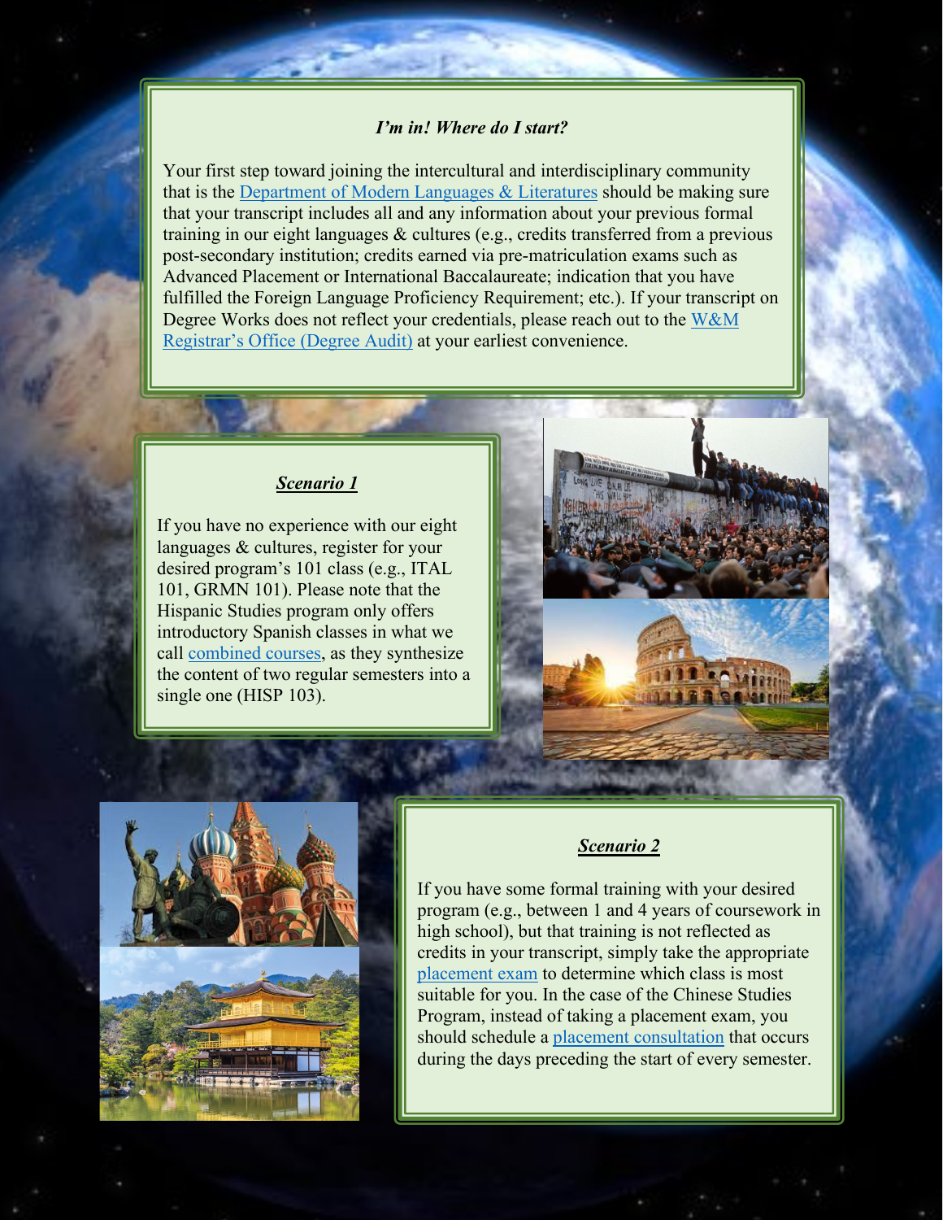### *I'm in! Where do I start?*

Your first step toward joining the intercultural and interdisciplinary community that is the Department of Modern Languages & Literatures should be making sure that your transcript includes all and any information about your previous formal training in our eight languages & cultures (e.g., credits transferred from a previous post-secondary institution; credits earned via pre-matriculation exams such as Advanced Placement or International Baccalaureate; indication that you have fulfilled the Foreign Language Proficiency Requirement; etc.). If your transcript on Degree Works does not reflect your credentials, please reach out to the W&M Registrar's Office (Degree Audit) at your earliest convenience.

### ***Scenario 1***

If you have no experience with our eight languages & cultures, register for your desired program's 101 class (e.g., ITAL 101, GRMN 101). Please note that the Hispanic Studies program only offers introductory Spanish classes in what we call combined courses, as they synthesize the content of two regular semesters into a single one (HISP 103).

### ***Scenario 2***

If you have some formal training with your desired program (e.g., between 1 and 4 years of coursework in high school), but that training is not reflected as credits in your transcript, simply take the appropriate placement exam to determine which class is most suitable for you. In the case of the Chinese Studies Program, instead of taking a placement exam, you should schedule a placement consultation that occurs during the days preceding the start of every semester.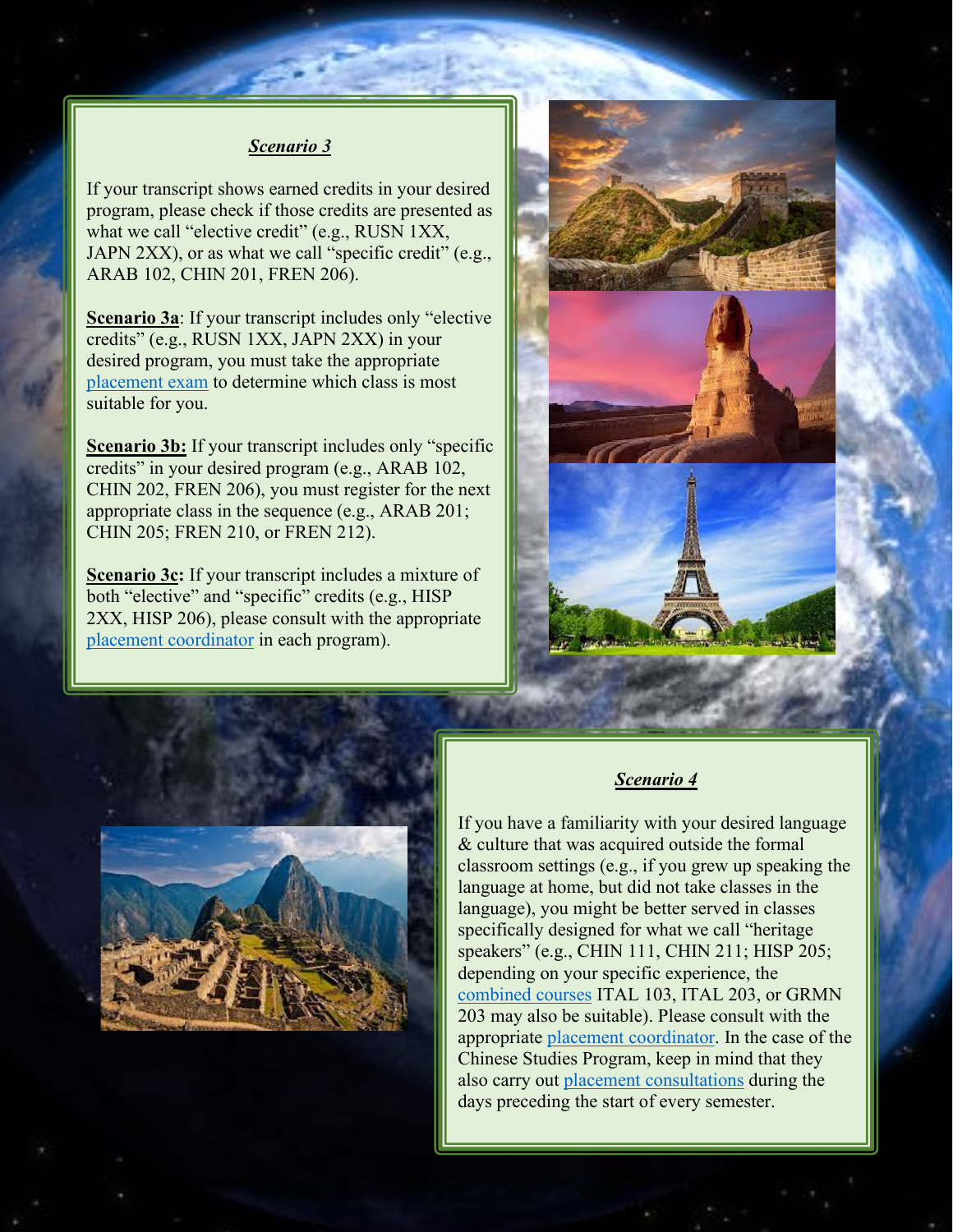### ***Scenario 3***

If your transcript shows earned credits in your desired program, please check if those credits are presented as what we call "elective credit" (e.g., RUSN 1XX, JAPN 2XX), or as what we call "specific credit" (e.g., ARAB 102, CHIN 201, FREN 206).

**Scenario 3a**: If your transcript includes only "elective credits" (e.g., RUSN 1XX, JAPN 2XX) in your desired program, you must take the appropriate placement exam to determine which class is most suitable for you.

**Scenario 3b:** If your transcript includes only "specific credits" in your desired program (e.g., ARAB 102, CHIN 202, FREN 206), you must register for the next appropriate class in the sequence (e.g., ARAB 201; CHIN 205; FREN 210, or FREN 212).

**Scenario 3c:** If your transcript includes a mixture of both "elective" and "specific" credits (e.g., HISP 2XX, HISP 206), please consult with the appropriate placement coordinator in each program).

### ***Scenario 4***

If you have a familiarity with your desired language & culture that was acquired outside the formal classroom settings (e.g., if you grew up speaking the language at home, but did not take classes in the language), you might be better served in classes specifically designed for what we call "heritage speakers" (e.g., CHIN 111, CHIN 211; HISP 205; depending on your specific experience, the combined courses ITAL 103, ITAL 203, or GRMN 203 may also be suitable). Please consult with the appropriate placement coordinator. In the case of the Chinese Studies Program, keep in mind that they also carry out placement consultations during the days preceding the start of every semester.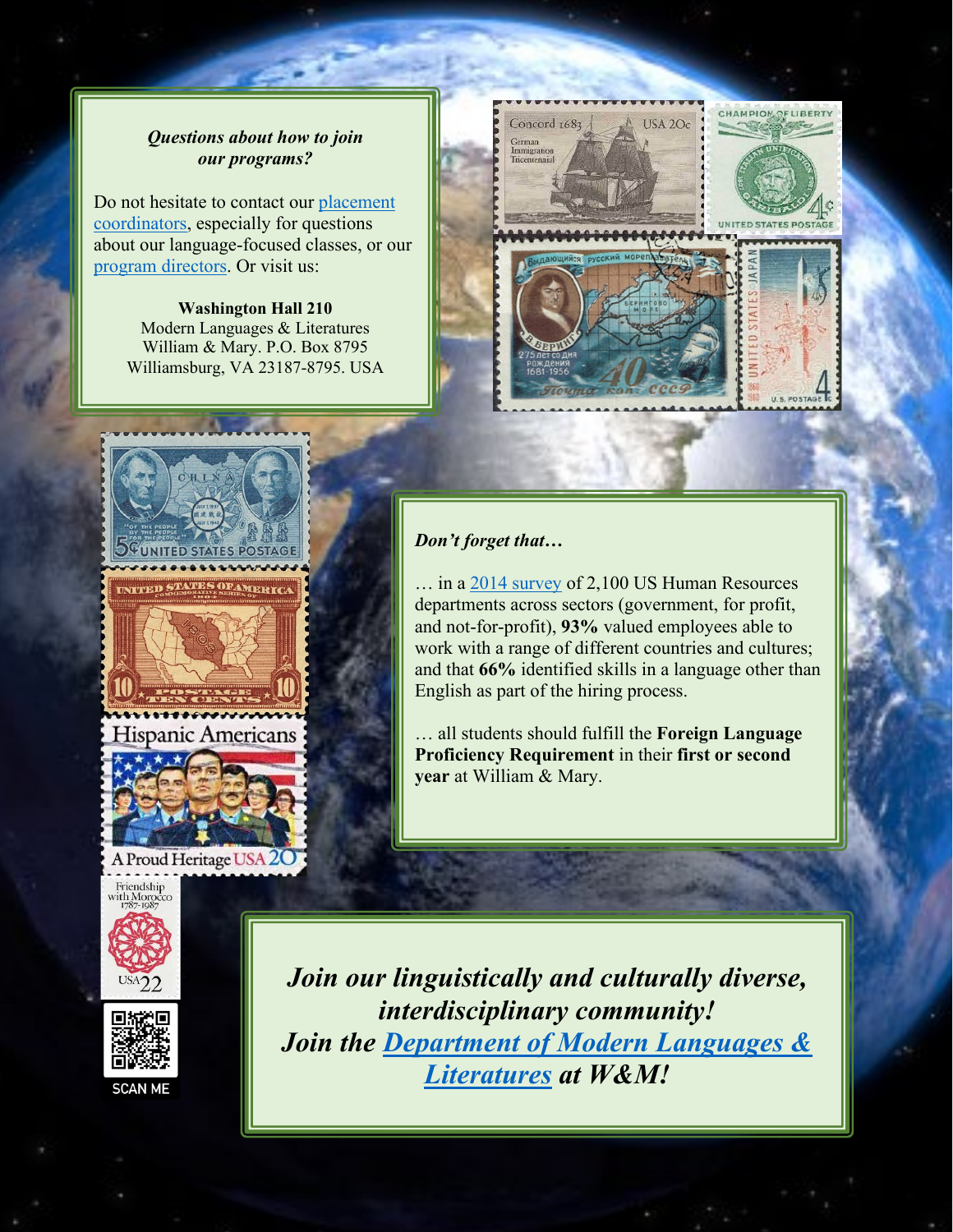***Questions about how to join our programs?***

Do not hesitate to contact our placement coordinators, especially for questions about our language-focused classes, or our program directors. Or visit us:

**Washington Hall 210**
Modern Languages & Literatures
William & Mary. P.O. Box 8795
Williamsburg, VA 23187-8795. USA

***Don't forget that…***

… in a 2014 survey of 2,100 US Human Resources departments across sectors (government, for profit, and not-for-profit), **93%** valued employees able to work with a range of different countries and cultures; and that **66%** identified skills in a language other than English as part of the hiring process.

… all students should fulfill the **Foreign Language Proficiency Requirement** in their **first or second year** at William & Mary.

SCAN ME

***Join our linguistically and culturally diverse, interdisciplinary community!***
***Join the Department of Modern Languages & Literatures at W&M!***